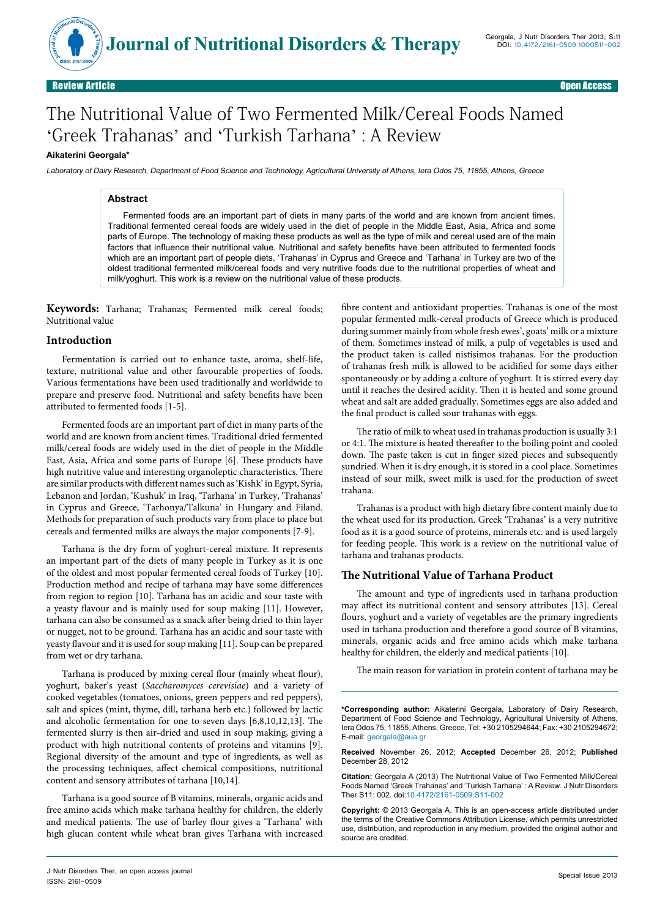# The Nutritional Value of Two Fermented Milk/Cereal Foods Named 'Greek Trahanas' and 'Turkish Tarhana' : A Review

**Aikaterini Georgala***

*Laboratory of Dairy Research, Department of Food Science and Technology, Agricultural University of Athens, Iera Odos 75, 11855, Athens, Greece*

## Abstract

Fermented foods are an important part of diets in many parts of the world and are known from ancient times. Traditional fermented cereal foods are widely used in the diet of people in the Middle East, Asia, Africa and some parts of Europe. The technology of making these products as well as the type of milk and cereal used are of the main factors that influence their nutritional value. Nutritional and safety benefits have been attributed to fermented foods which are an important part of people diets. 'Trahanas' in Cyprus and Greece and 'Tarhana' in Turkey are two of the oldest traditional fermented milk/cereal foods and very nutritive foods due to the nutritional properties of wheat and milk/yoghurt. This work is a review on the nutritional value of these products.

**Keywords:** Tarhana; Trahanas; Fermented milk cereal foods; Nutritional value

## Introduction

Fermentation is carried out to enhance taste, aroma, shelf-life, texture, nutritional value and other favourable properties of foods. Various fermentations have been used traditionally and worldwide to prepare and preserve food. Nutritional and safety benefits have been attributed to fermented foods [1-5].

Fermented foods are an important part of diet in many parts of the world and are known from ancient times. Traditional dried fermented milk/cereal foods are widely used in the diet of people in the Middle East, Asia, Africa and some parts of Europe [6]. These products have high nutritive value and interesting organoleptic characteristics. There are similar products with different names such as 'Kishk' in Egypt, Syria, Lebanon and Jordan, 'Kushuk' in Iraq, 'Tarhana' in Turkey, 'Trahanas' in Cyprus and Greece, 'Tarhonya/Talkuna' in Hungary and Filand. Methods for preparation of such products vary from place to place but cereals and fermented milks are always the major components [7-9].

Tarhana is the dry form of yoghurt-cereal mixture. It represents an important part of the diets of many people in Turkey as it is one of the oldest and most popular fermented cereal foods of Turkey [10]. Production method and recipe of tarhana may have some differences from region to region [10]. Tarhana has an acidic and sour taste with a yeasty flavour and is mainly used for soup making [11]. However, tarhana can also be consumed as a snack after being dried to thin layer or nugget, not to be ground. Tarhana has an acidic and sour taste with yeasty flavour and it is used for soup making [11]. Soup can be prepared from wet or dry tarhana.

Tarhana is produced by mixing cereal flour (mainly wheat flour), yoghurt, baker's yeast (*Saccharomyces cerevisiae*) and a variety of cooked vegetables (tomatoes, onions, green peppers and red peppers), salt and spices (mint, thyme, dill, tarhana herb etc.) followed by lactic and alcoholic fermentation for one to seven days [6,8,10,12,13]. The fermented slurry is then air-dried and used in soup making, giving a product with high nutritional contents of proteins and vitamins [9]. Regional diversity of the amount and type of ingredients, as well as the processing techniques, affect chemical compositions, nutritional content and sensory attributes of tarhana [10,14].

Tarhana is a good source of B vitamins, minerals, organic acids and free amino acids which make tarhana healthy for children, the elderly and medical patients. The use of barley flour gives a 'Tarhana' with high glucan content while wheat bran gives Tarhana with increased fibre content and antioxidant properties. Trahanas is one of the most popular fermented milk-cereal products of Greece which is produced during summer mainly from whole fresh ewes', goats' milk or a mixture of them. Sometimes instead of milk, a pulp of vegetables is used and the product taken is called nistisimos trahanas. For the production of trahanas fresh milk is allowed to be acidified for some days either spontaneously or by adding a culture of yoghurt. It is stirred every day until it reaches the desired acidity. Then it is heated and some ground wheat and salt are added gradually. Sometimes eggs are also added and the final product is called sour trahanas with eggs.

The ratio of milk to wheat used in trahanas production is usually 3:1 or 4:1. The mixture is heated thereafter to the boiling point and cooled down. The paste taken is cut in finger sized pieces and subsequently sundried. When it is dry enough, it is stored in a cool place. Sometimes instead of sour milk, sweet milk is used for the production of sweet trahana.

Trahanas is a product with high dietary fibre content mainly due to the wheat used for its production. Greek 'Trahanas' is a very nutritive food as it is a good source of proteins, minerals etc. and is used largely for feeding people. This work is a review on the nutritional value of tarhana and trahanas products.

## The Nutritional Value of Tarhana Product

The amount and type of ingredients used in tarhana production may affect its nutritional content and sensory attributes [13]. Cereal flours, yoghurt and a variety of vegetables are the primary ingredients used in tarhana production and therefore a good source of B vitamins, minerals, organic acids and free amino acids which make tarhana healthy for children, the elderly and medical patients [10].

The main reason for variation in protein content of tarhana may be

---

**\*Corresponding author:** Aikaterini Georgala, Laboratory of Dairy Research, Department of Food Science and Technology, Agricultural University of Athens, Iera Odos 75, 11855, Athens, Greece, Tel: +30 2105294644; Fax: +30 2105294672; E-mail: georgala@aua.gr

**Received** November 26, 2012; **Accepted** December 26, 2012; **Published** December 28, 2012

**Citation:** Georgala A (2013) The Nutritional Value of Two Fermented Milk/Cereal Foods Named 'Greek Trahanas' and 'Turkish Tarhana' : A Review. J Nutr Disorders Ther S11: 002. doi:10.4172/2161-0509.S11-002

**Copyright:** © 2013 Georgala A. This is an open-access article distributed under the terms of the Creative Commons Attribution License, which permits unrestricted use, distribution, and reproduction in any medium, provided the original author and source are credited.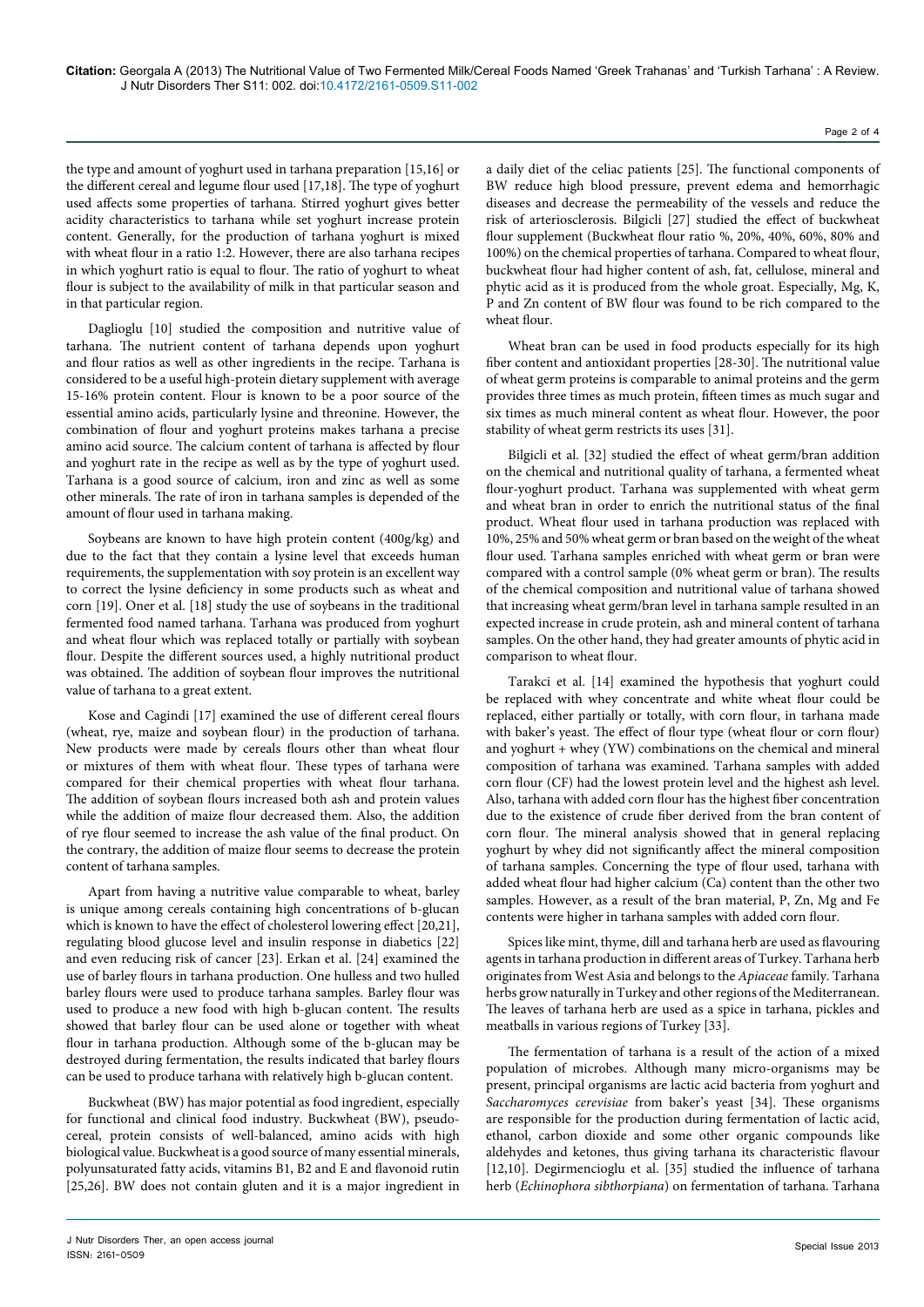the type and amount of yoghurt used in tarhana preparation [15,16] or the different cereal and legume flour used [17,18]. The type of yoghurt used affects some properties of tarhana. Stirred yoghurt gives better acidity characteristics to tarhana while set yoghurt increase protein content. Generally, for the production of tarhana yoghurt is mixed with wheat flour in a ratio 1:2. However, there are also tarhana recipes in which yoghurt ratio is equal to flour. The ratio of yoghurt to wheat flour is subject to the availability of milk in that particular season and in that particular region.

Daglioglu [10] studied the composition and nutritive value of tarhana. The nutrient content of tarhana depends upon yoghurt and flour ratios as well as other ingredients in the recipe. Tarhana is considered to be a useful high-protein dietary supplement with average 15-16% protein content. Flour is known to be a poor source of the essential amino acids, particularly lysine and threonine. However, the combination of flour and yoghurt proteins makes tarhana a precise amino acid source. The calcium content of tarhana is affected by flour and yoghurt rate in the recipe as well as by the type of yoghurt used. Tarhana is a good source of calcium, iron and zinc as well as some other minerals. The rate of iron in tarhana samples is depended of the amount of flour used in tarhana making.

Soybeans are known to have high protein content (400g/kg) and due to the fact that they contain a lysine level that exceeds human requirements, the supplementation with soy protein is an excellent way to correct the lysine deficiency in some products such as wheat and corn [19]. Oner et al. [18] study the use of soybeans in the traditional fermented food named tarhana. Tarhana was produced from yoghurt and wheat flour which was replaced totally or partially with soybean flour. Despite the different sources used, a highly nutritional product was obtained. The addition of soybean flour improves the nutritional value of tarhana to a great extent.

Kose and Cagindi [17] examined the use of different cereal flours (wheat, rye, maize and soybean flour) in the production of tarhana. New products were made by cereals flours other than wheat flour or mixtures of them with wheat flour. These types of tarhana were compared for their chemical properties with wheat flour tarhana. The addition of soybean flours increased both ash and protein values while the addition of maize flour decreased them. Also, the addition of rye flour seemed to increase the ash value of the final product. On the contrary, the addition of maize flour seems to decrease the protein content of tarhana samples.

Apart from having a nutritive value comparable to wheat, barley is unique among cereals containing high concentrations of b-glucan which is known to have the effect of cholesterol lowering effect [20,21], regulating blood glucose level and insulin response in diabetics [22] and even reducing risk of cancer [23]. Erkan et al. [24] examined the use of barley flours in tarhana production. One hulless and two hulled barley flours were used to produce tarhana samples. Barley flour was used to produce a new food with high b-glucan content. The results showed that barley flour can be used alone or together with wheat flour in tarhana production. Although some of the b-glucan may be destroyed during fermentation, the results indicated that barley flours can be used to produce tarhana with relatively high b-glucan content.

Buckwheat (BW) has major potential as food ingredient, especially for functional and clinical food industry. Buckwheat (BW), pseudo-cereal, protein consists of well-balanced, amino acids with high biological value. Buckwheat is a good source of many essential minerals, polyunsaturated fatty acids, vitamins B1, B2 and E and flavonoid rutin [25,26]. BW does not contain gluten and it is a major ingredient in a daily diet of the celiac patients [25]. The functional components of BW reduce high blood pressure, prevent edema and hemorrhagic diseases and decrease the permeability of the vessels and reduce the risk of arteriosclerosis. Bilgicli [27] studied the effect of buckwheat flour supplement (Buckwheat flour ratio %, 20%, 40%, 60%, 80% and 100%) on the chemical properties of tarhana. Compared to wheat flour, buckwheat flour had higher content of ash, fat, cellulose, mineral and phytic acid as it is produced from the whole groat. Especially, Mg, K, P and Zn content of BW flour was found to be rich compared to the wheat flour.

Wheat bran can be used in food products especially for its high fiber content and antioxidant properties [28-30]. The nutritional value of wheat germ proteins is comparable to animal proteins and the germ provides three times as much protein, fifteen times as much sugar and six times as much mineral content as wheat flour. However, the poor stability of wheat germ restricts its uses [31].

Bilgicli et al. [32] studied the effect of wheat germ/bran addition on the chemical and nutritional quality of tarhana, a fermented wheat flour-yoghurt product. Tarhana was supplemented with wheat germ and wheat bran in order to enrich the nutritional status of the final product. Wheat flour used in tarhana production was replaced with 10%, 25% and 50% wheat germ or bran based on the weight of the wheat flour used. Tarhana samples enriched with wheat germ or bran were compared with a control sample (0% wheat germ or bran). The results of the chemical composition and nutritional value of tarhana showed that increasing wheat germ/bran level in tarhana sample resulted in an expected increase in crude protein, ash and mineral content of tarhana samples. On the other hand, they had greater amounts of phytic acid in comparison to wheat flour.

Tarakci et al. [14] examined the hypothesis that yoghurt could be replaced with whey concentrate and white wheat flour could be replaced, either partially or totally, with corn flour, in tarhana made with baker's yeast. The effect of flour type (wheat flour or corn flour) and yoghurt + whey (YW) combinations on the chemical and mineral composition of tarhana was examined. Tarhana samples with added corn flour (CF) had the lowest protein level and the highest ash level. Also, tarhana with added corn flour has the highest fiber concentration due to the existence of crude fiber derived from the bran content of corn flour. The mineral analysis showed that in general replacing yoghurt by whey did not significantly affect the mineral composition of tarhana samples. Concerning the type of flour used, tarhana with added wheat flour had higher calcium (Ca) content than the other two samples. However, as a result of the bran material, P, Zn, Mg and Fe contents were higher in tarhana samples with added corn flour.

Spices like mint, thyme, dill and tarhana herb are used as flavouring agents in tarhana production in different areas of Turkey. Tarhana herb originates from West Asia and belongs to the *Apiaceae* family. Tarhana herbs grow naturally in Turkey and other regions of the Mediterranean. The leaves of tarhana herb are used as a spice in tarhana, pickles and meatballs in various regions of Turkey [33].

The fermentation of tarhana is a result of the action of a mixed population of microbes. Although many micro-organisms may be present, principal organisms are lactic acid bacteria from yoghurt and *Saccharomyces cerevisiae* from baker's yeast [34]. These organisms are responsible for the production during fermentation of lactic acid, ethanol, carbon dioxide and some other organic compounds like aldehydes and ketones, thus giving tarhana its characteristic flavour [12,10]. Degirmencioglu et al. [35] studied the influence of tarhana herb (*Echinophora sibthorpiana*) on fermentation of tarhana. Tarhana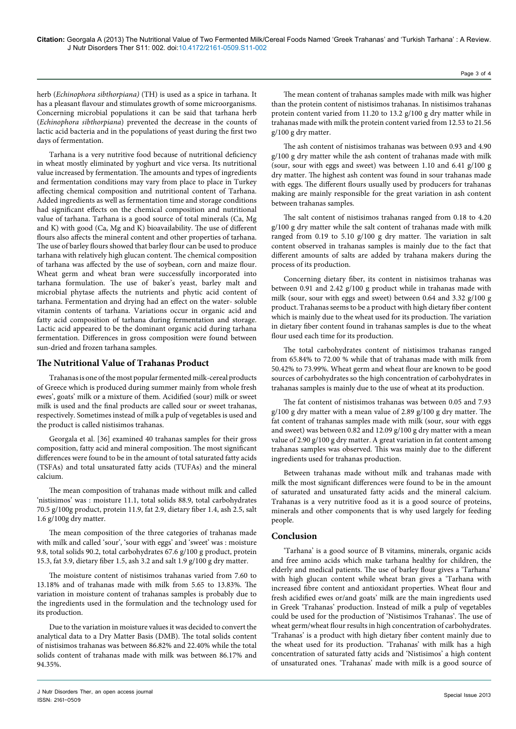herb (*Echinophora sibthorpiana)* (TH) is used as a spice in tarhana. It has a pleasant flavour and stimulates growth of some microorganisms. Concerning microbial populations it can be said that tarhana herb (*Echinophora sibthorpiana*) prevented the decrease in the counts of lactic acid bacteria and in the populations of yeast during the first two days of fermentation.

Tarhana is a very nutritive food because of nutritional deficiency in wheat mostly eliminated by yoghurt and vice versa. Its nutritional value increased by fermentation. The amounts and types of ingredients and fermentation conditions may vary from place to place in Turkey affecting chemical composition and nutritional content of Tarhana. Added ingredients as well as fermentation time and storage conditions had significant effects on the chemical composition and nutritional value of tarhana. Tarhana is a good source of total minerals (Ca, Mg and K) with good (Ca, Mg and K) bioavailability. The use of different flours also affects the mineral content and other properties of tarhana. The use of barley flours showed that barley flour can be used to produce tarhana with relatively high glucan content. The chemical composition of tarhana was affected by the use of soybean, corn and maize flour. Wheat germ and wheat bran were successfully incorporated into tarhana formulation. The use of baker's yeast, barley malt and microbial phytase affects the nutrients and phytic acid content of tarhana. Fermentation and drying had an effect on the water- soluble vitamin contents of tarhana. Variations occur in organic acid and fatty acid composition of tarhana during fermentation and storage. Lactic acid appeared to be the dominant organic acid during tarhana fermentation. Differences in gross composition were found between sun-dried and frozen tarhana samples.

## The Nutritional Value of Trahanas Product

Trahanas is one of the most popular fermented milk-cereal products of Greece which is produced during summer mainly from whole fresh ewes', goats' milk or a mixture of them. Acidified (sour) milk or sweet milk is used and the final products are called sour or sweet trahanas, respectively. Sometimes instead of milk a pulp of vegetables is used and the product is called nistisimos trahanas.

Georgala et al. [36] examined 40 trahanas samples for their gross composition, fatty acid and mineral composition. The most significant differences were found to be in the amount of total saturated fatty acids (TSFAs) and total unsaturated fatty acids (TUFAs) and the mineral calcium.

The mean composition of trahanas made without milk and called 'nistisimos' was : moisture 11.1, total solids 88.9, total carbohydrates 70.5 g/100g product, protein 11.9, fat 2.9, dietary fiber 1.4, ash 2.5, salt 1.6 g/100g dry matter.

The mean composition of the three categories of trahanas made with milk and called 'sour', 'sour with eggs' and 'sweet' was : moisture 9.8, total solids 90.2, total carbohydrates 67.6 g/100 g product, protein 15.3, fat 3.9, dietary fiber 1.5, ash 3.2 and salt 1.9 g/100 g dry matter.

The moisture content of nistisimos trahanas varied from 7.60 to 13.18% and of trahanas made with milk from 5.65 to 13.83%. The variation in moisture content of trahanas samples is probably due to the ingredients used in the formulation and the technology used for its production.

Due to the variation in moisture values it was decided to convert the analytical data to a Dry Matter Basis (DMB). The total solids content of nistisimos trahanas was between 86.82% and 22.40% while the total solids content of trahanas made with milk was between 86.17% and 94.35%.

The mean content of trahanas samples made with milk was higher than the protein content of nistisimos trahanas. In nistisimos trahanas protein content varied from 11.20 to 13.2 g/100 g dry matter while in trahanas made with milk the protein content varied from 12.53 to 21.56 g/100 g dry matter.

The ash content of nistisimos trahanas was between 0.93 and 4.90 g/100 g dry matter while the ash content of trahanas made with milk (sour, sour with eggs and sweet) was between 1.10 and 6.41 g/100 g dry matter. The highest ash content was found in sour trahanas made with eggs. The different flours usually used by producers for trahanas making are mainly responsible for the great variation in ash content between trahanas samples.

The salt content of nistisimos trahanas ranged from 0.18 to 4.20 g/100 g dry matter while the salt content of trahanas made with milk ranged from 0.19 to 5.10 g/100 g dry matter. The variation in salt content observed in trahanas samples is mainly due to the fact that different amounts of salts are added by trahana makers during the process of its production.

Concerning dietary fiber, its content in nistisimos trahanas was between 0.91 and 2.42 g/100 g product while in trahanas made with milk (sour, sour with eggs and sweet) between 0.64 and 3.32 g/100 g product. Trahanas seems to be a product with high dietary fiber content which is mainly due to the wheat used for its production. The variation in dietary fiber content found in trahanas samples is due to the wheat flour used each time for its production.

The total carbohydrates content of nistisimos trahanas ranged from 65.84% to 72.00 % while that of trahanas made with milk from 50.42% to 73.99%. Wheat germ and wheat flour are known to be good sources of carbohydrates so the high concentration of carbohydrates in trahanas samples is mainly due to the use of wheat at its production.

The fat content of nistisimos trahanas was between 0.05 and 7.93 g/100 g dry matter with a mean value of 2.89 g/100 g dry matter. The fat content of trahanas samples made with milk (sour, sour with eggs and sweet) was between 0.82 and 12.09 g/100 g dry matter with a mean value of 2.90 g/100 g dry matter. A great variation in fat content among trahanas samples was observed. This was mainly due to the different ingredients used for trahanas production.

Between trahanas made without milk and trahanas made with milk the most significant differences were found to be in the amount of saturated and unsaturated fatty acids and the mineral calcium. Trahanas is a very nutritive food as it is a good source of proteins, minerals and other components that is why used largely for feeding people.

## Conclusion

'Tarhana' is a good source of B vitamins, minerals, organic acids and free amino acids which make tarhana healthy for children, the elderly and medical patients. The use of barley flour gives a 'Tarhana' with high glucan content while wheat bran gives a 'Tarhana with increased fibre content and antioxidant properties. Wheat flour and fresh acidified ewes or/and goats' milk are the main ingredients used in Greek 'Trahanas' production. Instead of milk a pulp of vegetables could be used for the production of 'Nistisimos Trahanas'. The use of wheat germ/wheat flour results in high concentration of carbohydrates. 'Trahanas' is a product with high dietary fiber content mainly due to the wheat used for its production. 'Trahanas' with milk has a high concentration of saturated fatty acids and 'Nistisimos' a high content of unsaturated ones. 'Trahanas' made with milk is a good source of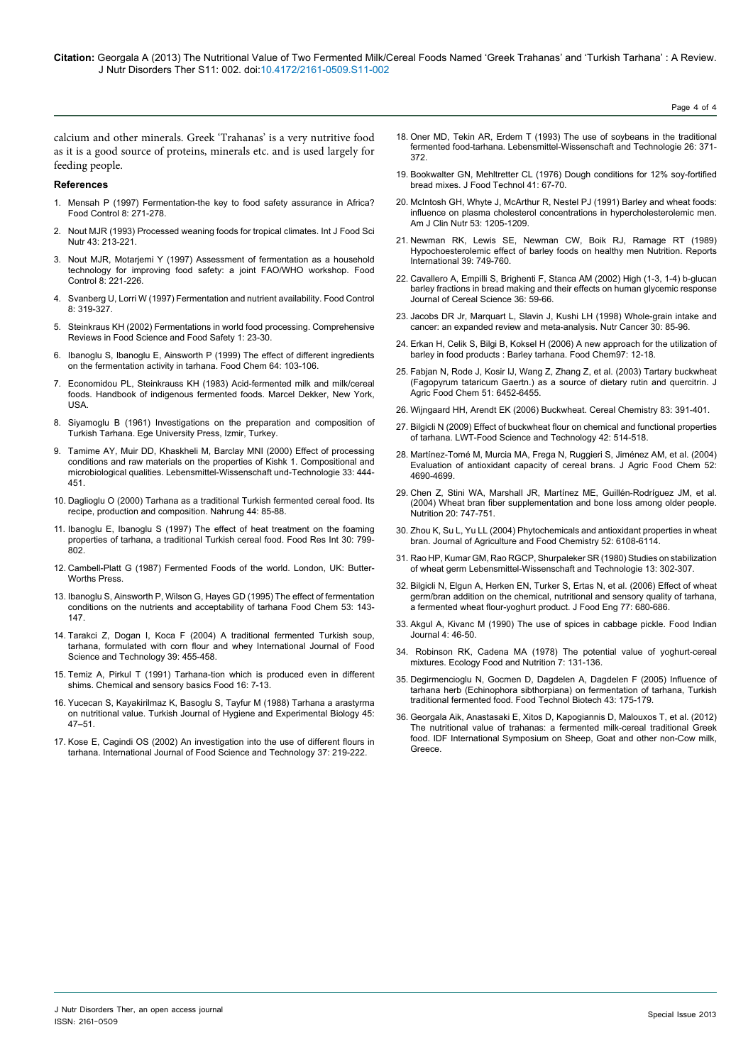calcium and other minerals. Greek 'Trahanas' is a very nutritive food as it is a good source of proteins, minerals etc. and is used largely for feeding people.

### References

1. Mensah P (1997) Fermentation-the key to food safety assurance in Africa? Food Control 8: 271-278.
2. Nout MJR (1993) Processed weaning foods for tropical climates. Int J Food Sci Nutr 43: 213-221.
3. Nout MJR, Motarjemi Y (1997) Assessment of fermentation as a household technology for improving food safety: a joint FAO/WHO workshop. Food Control 8: 221-226.
4. Svanberg U, Lorri W (1997) Fermentation and nutrient availability. Food Control 8: 319-327.
5. Steinkraus KH (2002) Fermentations in world food processing. Comprehensive Reviews in Food Science and Food Safety 1: 23-30.
6. Ibanoglu S, Ibanoglu E, Ainsworth P (1999) The effect of different ingredients on the fermentation activity in tarhana. Food Chem 64: 103-106.
7. Economidou PL, Steinkrauss KH (1983) Acid-fermented milk and milk/cereal foods. Handbook of indigenous fermented foods. Marcel Dekker, New York, USA.
8. Siyamoglu B (1961) Investigations on the preparation and composition of Turkish Tarhana. Ege University Press, Izmir, Turkey.
9. Tamime AY, Muir DD, Khaskheli M, Barclay MNI (2000) Effect of processing conditions and raw materials on the properties of Kishk 1. Compositional and microbiological qualities. Lebensmittel-Wissenschaft und-Technologie 33: 444-451.
10. Daglioglu O (2000) Tarhana as a traditional Turkish fermented cereal food. Its recipe, production and composition. Nahrung 44: 85-88.
11. Ibanoglu E, Ibanoglu S (1997) The effect of heat treatment on the foaming properties of tarhana, a traditional Turkish cereal food. Food Res Int 30: 799-802.
12. Cambell-Platt G (1987) Fermented Foods of the world. London, UK: Butter-Worths Press.
13. Ibanoglu S, Ainsworth P, Wilson G, Hayes GD (1995) The effect of fermentation conditions on the nutrients and acceptability of tarhana Food Chem 53: 143-147.
14. Tarakci Z, Dogan I, Koca F (2004) A traditional fermented Turkish soup, tarhana, formulated with corn flour and whey International Journal of Food Science and Technology 39: 455-458.
15. Temiz A, Pirkul T (1991) Tarhana-tion which is produced even in different shims. Chemical and sensory basics Food 16: 7-13.
16. Yucecan S, Kayakirilmaz K, Basoglu S, Tayfur M (1988) Tarhana a arastyrma on nutritional value. Turkish Journal of Hygiene and Experimental Biology 45: 47–51.
17. Kose E, Cagindi OS (2002) An investigation into the use of different flours in tarhana. International Journal of Food Science and Technology 37: 219-222.
18. Oner MD, Tekin AR, Erdem T (1993) The use of soybeans in the traditional fermented food-tarhana. Lebensmittel-Wissenschaft and Technologie 26: 371-372.
19. Bookwalter GN, Mehltretter CL (1976) Dough conditions for 12% soy-fortified bread mixes. J Food Technol 41: 67-70.
20. McIntosh GH, Whyte J, McArthur R, Nestel PJ (1991) Barley and wheat foods: influence on plasma cholesterol concentrations in hypercholesterolemic men. Am J Clin Nutr 53: 1205-1209.
21. Newman RK, Lewis SE, Newman CW, Boik RJ, Ramage RT (1989) Hypochoesterolemic effect of barley foods on healthy men Nutrition. Reports International 39: 749-760.
22. Cavallero A, Empilli S, Brighenti F, Stanca AM (2002) High (1-3, 1-4) b-glucan barley fractions in bread making and their effects on human glycemic response Journal of Cereal Science 36: 59-66.
23. Jacobs DR Jr, Marquart L, Slavin J, Kushi LH (1998) Whole-grain intake and cancer: an expanded review and meta-analysis. Nutr Cancer 30: 85-96.
24. Erkan H, Celik S, Bilgi B, Koksel H (2006) A new approach for the utilization of barley in food products : Barley tarhana. Food Chem97: 12-18.
25. Fabjan N, Rode J, Kosir IJ, Wang Z, Zhang Z, et al. (2003) Tartary buckwheat (Fagopyrum tataricum Gaertn.) as a source of dietary rutin and quercitrin. J Agric Food Chem 51: 6452-6455.
26. Wijngaard HH, Arendt EK (2006) Buckwheat. Cereal Chemistry 83: 391-401.
27. Bilgicli N (2009) Effect of buckwheat flour on chemical and functional properties of tarhana. LWT-Food Science and Technology 42: 514-518.
28. Martínez-Tomé M, Murcia MA, Frega N, Ruggieri S, Jiménez AM, et al. (2004) Evaluation of antioxidant capacity of cereal brans. J Agric Food Chem 52: 4690-4699.
29. Chen Z, Stini WA, Marshall JR, Martínez ME, Guillén-Rodríguez JM, et al. (2004) Wheat bran fiber supplementation and bone loss among older people. Nutrition 20: 747-751.
30. Zhou K, Su L, Yu LL (2004) Phytochemicals and antioxidant properties in wheat bran. Journal of Agriculture and Food Chemistry 52: 6108-6114.
31. Rao HP, Kumar GM, Rao RGCP, Shurpaleker SR (1980) Studies on stabilization of wheat germ Lebensmittel-Wissenschaft and Technologie 13: 302-307.
32. Bilgicli N, Elgun A, Herken EN, Turker S, Ertas N, et al. (2006) Effect of wheat germ/bran addition on the chemical, nutritional and sensory quality of tarhana, a fermented wheat flour-yoghurt product. J Food Eng 77: 680-686.
33. Akgul A, Kivanc M (1990) The use of spices in cabbage pickle. Food Indian Journal 4: 46-50.
34. Robinson RK, Cadena MA (1978) The potential value of yoghurt-cereal mixtures. Ecology Food and Nutrition 7: 131-136.
35. Degirmencioglu N, Gocmen D, Dagdelen A, Dagdelen F (2005) Influence of tarhana herb (Echinophora sibthorpiana) on fermentation of tarhana, Turkish traditional fermented food. Food Technol Biotech 43: 175-179.
36. Georgala Aik, Anastasaki E, Xitos D, Kapogiannis D, Malouxos T, et al. (2012) The nutritional value of trahanas: a fermented milk-cereal traditional Greek food. IDF International Symposium on Sheep, Goat and other non-Cow milk, Greece.